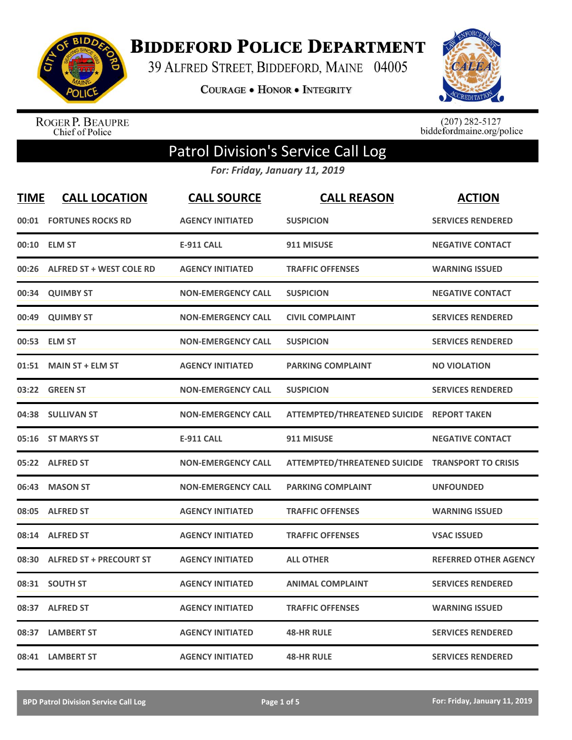# BIDDEFORD POLICE DEPARTMENT

39 ALFRED STREET, BIDDEFORD, MAINE 04005

COURAGE • HONOR • INTEGRITY

ROGER P. BEAUPRE
Chief of Police

(207) 282-5127
biddefordmaine.org/police

## Patrol Division's Service Call Log

*For: Friday, January 11, 2019*

| TIME | CALL LOCATION | CALL SOURCE | CALL REASON | ACTION |
|---|---|---|---|---|
| 00:01 | FORTUNES ROCKS RD | AGENCY INITIATED | SUSPICION | SERVICES RENDERED |
| 00:10 | ELM ST | E-911 CALL | 911 MISUSE | NEGATIVE CONTACT |
| 00:26 | ALFRED ST + WEST COLE RD | AGENCY INITIATED | TRAFFIC OFFENSES | WARNING ISSUED |
| 00:34 | QUIMBY ST | NON-EMERGENCY CALL | SUSPICION | NEGATIVE CONTACT |
| 00:49 | QUIMBY ST | NON-EMERGENCY CALL | CIVIL COMPLAINT | SERVICES RENDERED |
| 00:53 | ELM ST | NON-EMERGENCY CALL | SUSPICION | SERVICES RENDERED |
| 01:51 | MAIN ST + ELM ST | AGENCY INITIATED | PARKING COMPLAINT | NO VIOLATION |
| 03:22 | GREEN ST | NON-EMERGENCY CALL | SUSPICION | SERVICES RENDERED |
| 04:38 | SULLIVAN ST | NON-EMERGENCY CALL | ATTEMPTED/THREATENED SUICIDE | REPORT TAKEN |
| 05:16 | ST MARYS ST | E-911 CALL | 911 MISUSE | NEGATIVE CONTACT |
| 05:22 | ALFRED ST | NON-EMERGENCY CALL | ATTEMPTED/THREATENED SUICIDE | TRANSPORT TO CRISIS |
| 06:43 | MASON ST | NON-EMERGENCY CALL | PARKING COMPLAINT | UNFOUNDED |
| 08:05 | ALFRED ST | AGENCY INITIATED | TRAFFIC OFFENSES | WARNING ISSUED |
| 08:14 | ALFRED ST | AGENCY INITIATED | TRAFFIC OFFENSES | VSAC ISSUED |
| 08:30 | ALFRED ST + PRECOURT ST | AGENCY INITIATED | ALL OTHER | REFERRED OTHER AGENCY |
| 08:31 | SOUTH ST | AGENCY INITIATED | ANIMAL COMPLAINT | SERVICES RENDERED |
| 08:37 | ALFRED ST | AGENCY INITIATED | TRAFFIC OFFENSES | WARNING ISSUED |
| 08:37 | LAMBERT ST | AGENCY INITIATED | 48-HR RULE | SERVICES RENDERED |
| 08:41 | LAMBERT ST | AGENCY INITIATED | 48-HR RULE | SERVICES RENDERED |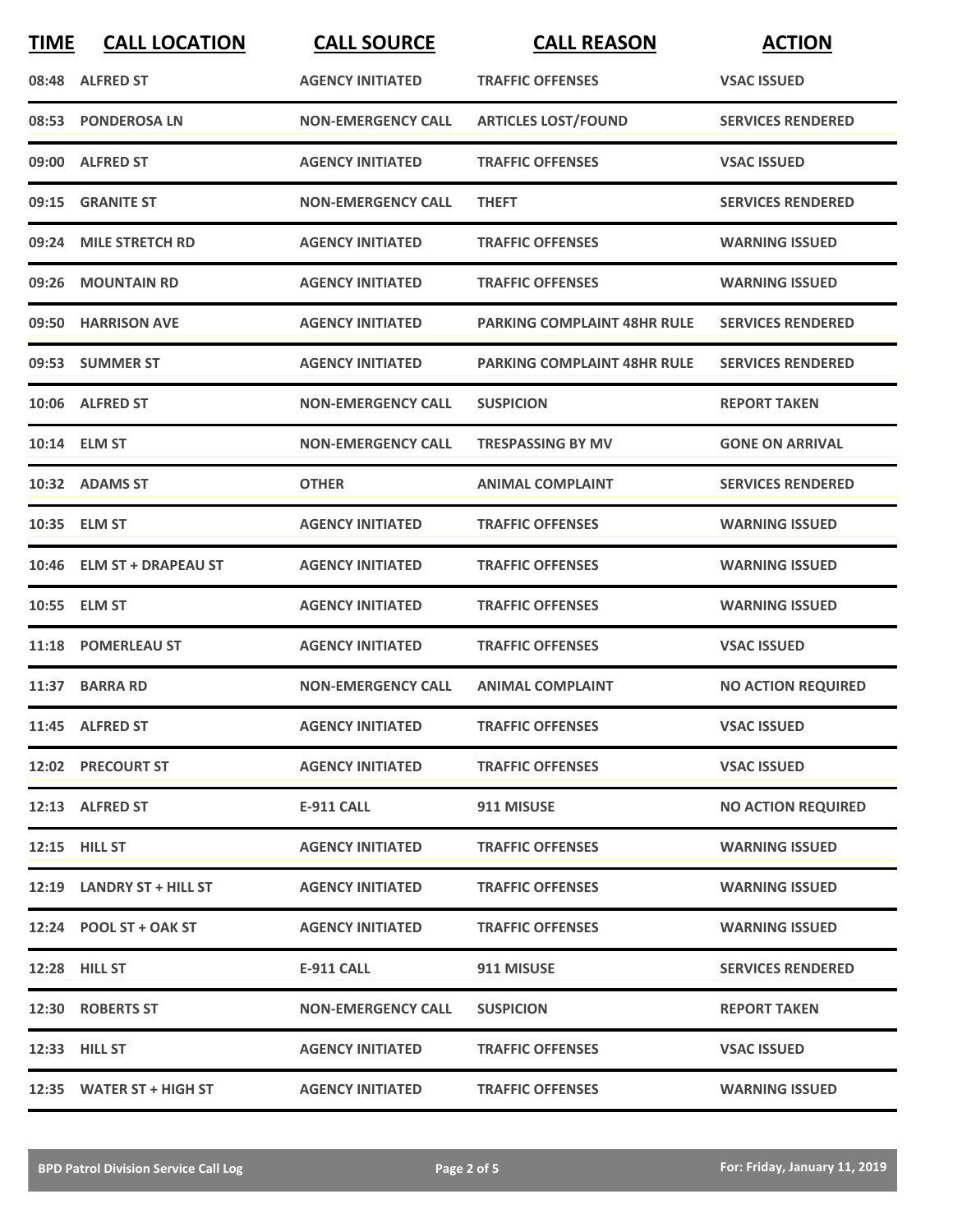| TIME | CALL LOCATION | CALL SOURCE | CALL REASON | ACTION |
|---|---|---|---|---|
| 08:48 | ALFRED ST | AGENCY INITIATED | TRAFFIC OFFENSES | VSAC ISSUED |
| 08:53 | PONDEROSA LN | NON-EMERGENCY CALL | ARTICLES LOST/FOUND | SERVICES RENDERED |
| 09:00 | ALFRED ST | AGENCY INITIATED | TRAFFIC OFFENSES | VSAC ISSUED |
| 09:15 | GRANITE ST | NON-EMERGENCY CALL | THEFT | SERVICES RENDERED |
| 09:24 | MILE STRETCH RD | AGENCY INITIATED | TRAFFIC OFFENSES | WARNING ISSUED |
| 09:26 | MOUNTAIN RD | AGENCY INITIATED | TRAFFIC OFFENSES | WARNING ISSUED |
| 09:50 | HARRISON AVE | AGENCY INITIATED | PARKING COMPLAINT 48HR RULE | SERVICES RENDERED |
| 09:53 | SUMMER ST | AGENCY INITIATED | PARKING COMPLAINT 48HR RULE | SERVICES RENDERED |
| 10:06 | ALFRED ST | NON-EMERGENCY CALL | SUSPICION | REPORT TAKEN |
| 10:14 | ELM ST | NON-EMERGENCY CALL | TRESPASSING BY MV | GONE ON ARRIVAL |
| 10:32 | ADAMS ST | OTHER | ANIMAL COMPLAINT | SERVICES RENDERED |
| 10:35 | ELM ST | AGENCY INITIATED | TRAFFIC OFFENSES | WARNING ISSUED |
| 10:46 | ELM ST + DRAPEAU ST | AGENCY INITIATED | TRAFFIC OFFENSES | WARNING ISSUED |
| 10:55 | ELM ST | AGENCY INITIATED | TRAFFIC OFFENSES | WARNING ISSUED |
| 11:18 | POMERLEAU ST | AGENCY INITIATED | TRAFFIC OFFENSES | VSAC ISSUED |
| 11:37 | BARRA RD | NON-EMERGENCY CALL | ANIMAL COMPLAINT | NO ACTION REQUIRED |
| 11:45 | ALFRED ST | AGENCY INITIATED | TRAFFIC OFFENSES | VSAC ISSUED |
| 12:02 | PRECOURT ST | AGENCY INITIATED | TRAFFIC OFFENSES | VSAC ISSUED |
| 12:13 | ALFRED ST | E-911 CALL | 911 MISUSE | NO ACTION REQUIRED |
| 12:15 | HILL ST | AGENCY INITIATED | TRAFFIC OFFENSES | WARNING ISSUED |
| 12:19 | LANDRY ST + HILL ST | AGENCY INITIATED | TRAFFIC OFFENSES | WARNING ISSUED |
| 12:24 | POOL ST + OAK ST | AGENCY INITIATED | TRAFFIC OFFENSES | WARNING ISSUED |
| 12:28 | HILL ST | E-911 CALL | 911 MISUSE | SERVICES RENDERED |
| 12:30 | ROBERTS ST | NON-EMERGENCY CALL | SUSPICION | REPORT TAKEN |
| 12:33 | HILL ST | AGENCY INITIATED | TRAFFIC OFFENSES | VSAC ISSUED |
| 12:35 | WATER ST + HIGH ST | AGENCY INITIATED | TRAFFIC OFFENSES | WARNING ISSUED |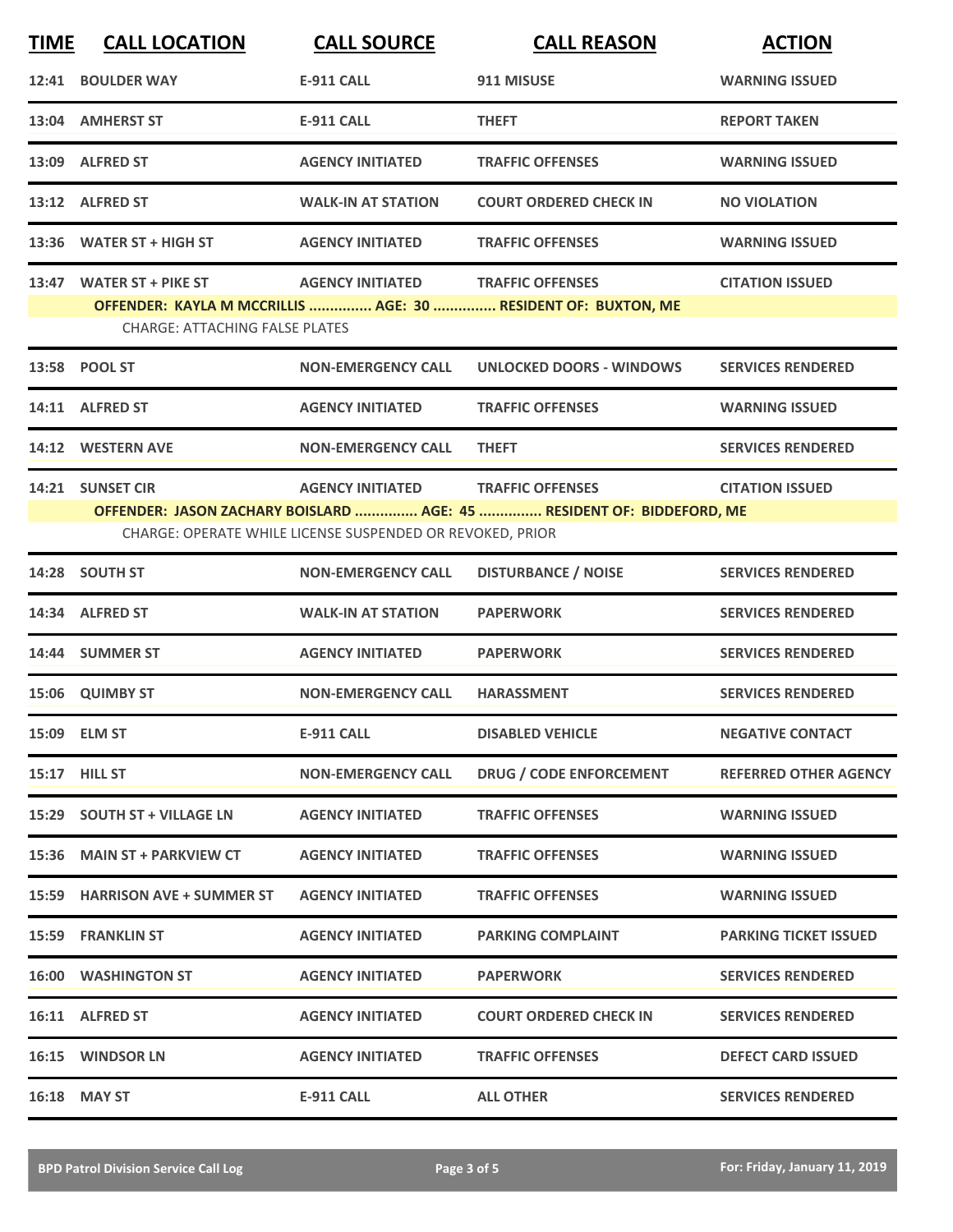| TIME | CALL LOCATION | CALL SOURCE | CALL REASON | ACTION |
|---|---|---|---|---|
| 12:41 | BOULDER WAY | E-911 CALL | 911 MISUSE | WARNING ISSUED |
| 13:04 | AMHERST ST | E-911 CALL | THEFT | REPORT TAKEN |
| 13:09 | ALFRED ST | AGENCY INITIATED | TRAFFIC OFFENSES | WARNING ISSUED |
| 13:12 | ALFRED ST | WALK-IN AT STATION | COURT ORDERED CHECK IN | NO VIOLATION |
| 13:36 | WATER ST + HIGH ST | AGENCY INITIATED | TRAFFIC OFFENSES | WARNING ISSUED |
| 13:47 | WATER ST + PIKE ST | AGENCY INITIATED | TRAFFIC OFFENSES | CITATION ISSUED |
| | OFFENDER: KAYLA M MCCRILLIS ............... AGE: 30 ............... RESIDENT OF: BUXTON, ME | | | |
| | CHARGE: ATTACHING FALSE PLATES | | | |
| 13:58 | POOL ST | NON-EMERGENCY CALL | UNLOCKED DOORS - WINDOWS | SERVICES RENDERED |
| 14:11 | ALFRED ST | AGENCY INITIATED | TRAFFIC OFFENSES | WARNING ISSUED |
| 14:12 | WESTERN AVE | NON-EMERGENCY CALL | THEFT | SERVICES RENDERED |
| 14:21 | SUNSET CIR | AGENCY INITIATED | TRAFFIC OFFENSES | CITATION ISSUED |
| | OFFENDER: JASON ZACHARY BOISLARD ............... AGE: 45 ............... RESIDENT OF: BIDDEFORD, ME | | | |
| | CHARGE: OPERATE WHILE LICENSE SUSPENDED OR REVOKED, PRIOR | | | |
| 14:28 | SOUTH ST | NON-EMERGENCY CALL | DISTURBANCE / NOISE | SERVICES RENDERED |
| 14:34 | ALFRED ST | WALK-IN AT STATION | PAPERWORK | SERVICES RENDERED |
| 14:44 | SUMMER ST | AGENCY INITIATED | PAPERWORK | SERVICES RENDERED |
| 15:06 | QUIMBY ST | NON-EMERGENCY CALL | HARASSMENT | SERVICES RENDERED |
| 15:09 | ELM ST | E-911 CALL | DISABLED VEHICLE | NEGATIVE CONTACT |
| 15:17 | HILL ST | NON-EMERGENCY CALL | DRUG / CODE ENFORCEMENT | REFERRED OTHER AGENCY |
| 15:29 | SOUTH ST + VILLAGE LN | AGENCY INITIATED | TRAFFIC OFFENSES | WARNING ISSUED |
| 15:36 | MAIN ST + PARKVIEW CT | AGENCY INITIATED | TRAFFIC OFFENSES | WARNING ISSUED |
| 15:59 | HARRISON AVE + SUMMER ST | AGENCY INITIATED | TRAFFIC OFFENSES | WARNING ISSUED |
| 15:59 | FRANKLIN ST | AGENCY INITIATED | PARKING COMPLAINT | PARKING TICKET ISSUED |
| 16:00 | WASHINGTON ST | AGENCY INITIATED | PAPERWORK | SERVICES RENDERED |
| 16:11 | ALFRED ST | AGENCY INITIATED | COURT ORDERED CHECK IN | SERVICES RENDERED |
| 16:15 | WINDSOR LN | AGENCY INITIATED | TRAFFIC OFFENSES | DEFECT CARD ISSUED |
| 16:18 | MAY ST | E-911 CALL | ALL OTHER | SERVICES RENDERED |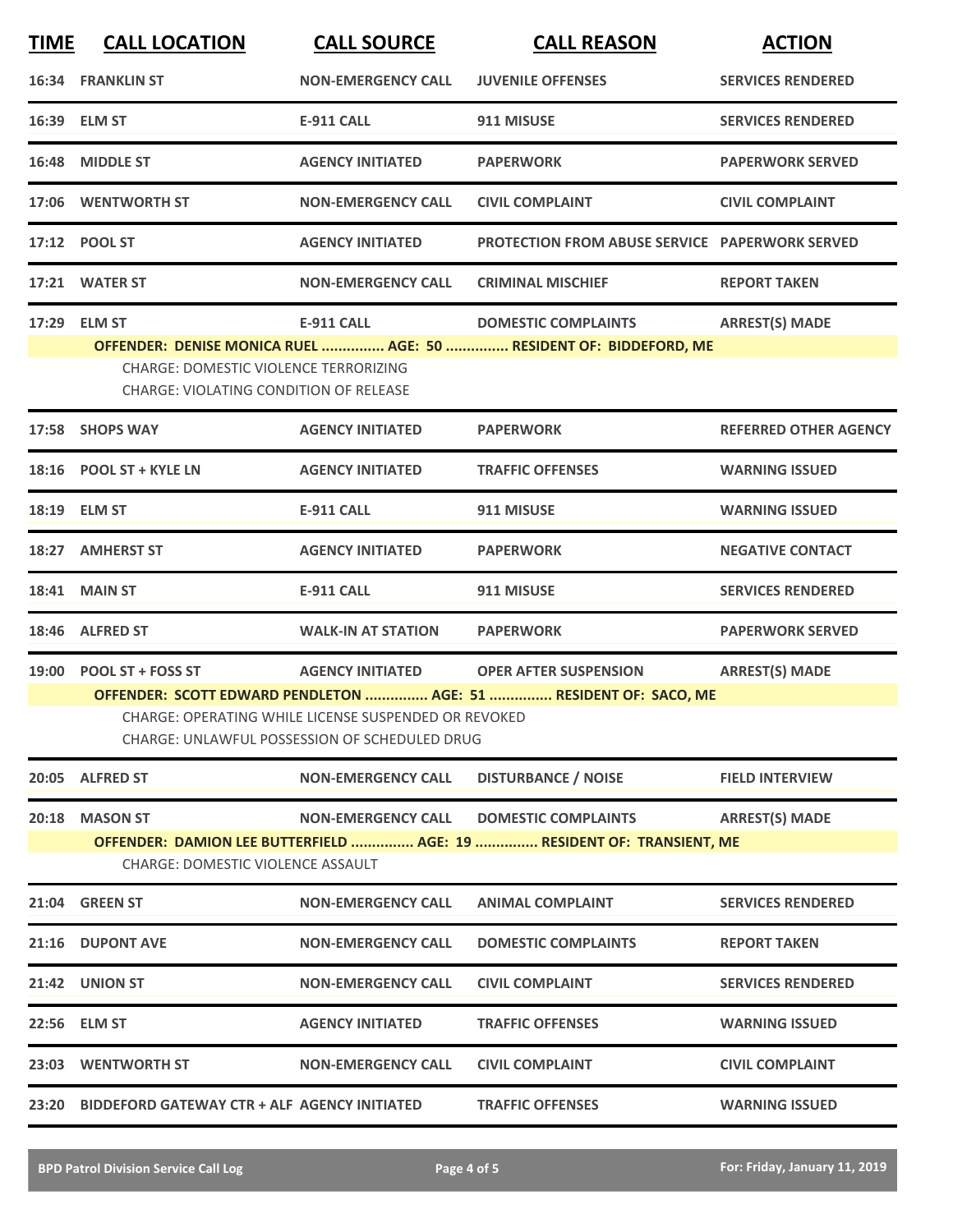| TIME | CALL LOCATION | CALL SOURCE | CALL REASON | ACTION |
|---|---|---|---|---|
| 16:34 | FRANKLIN ST | NON-EMERGENCY CALL | JUVENILE OFFENSES | SERVICES RENDERED |
| 16:39 | ELM ST | E-911 CALL | 911 MISUSE | SERVICES RENDERED |
| 16:48 | MIDDLE ST | AGENCY INITIATED | PAPERWORK | PAPERWORK SERVED |
| 17:06 | WENTWORTH ST | NON-EMERGENCY CALL | CIVIL COMPLAINT | CIVIL COMPLAINT |
| 17:12 | POOL ST | AGENCY INITIATED | PROTECTION FROM ABUSE SERVICE | PAPERWORK SERVED |
| 17:21 | WATER ST | NON-EMERGENCY CALL | CRIMINAL MISCHIEF | REPORT TAKEN |
| 17:29 | ELM ST | E-911 CALL | DOMESTIC COMPLAINTS | ARREST(S) MADE |
| | OFFENDER: DENISE MONICA RUEL ............... AGE: 50 ............... RESIDENT OF: BIDDEFORD, ME<br>CHARGE: DOMESTIC VIOLENCE TERRORIZING<br>CHARGE: VIOLATING CONDITION OF RELEASE | | | |
| 17:58 | SHOPS WAY | AGENCY INITIATED | PAPERWORK | REFERRED OTHER AGENCY |
| 18:16 | POOL ST + KYLE LN | AGENCY INITIATED | TRAFFIC OFFENSES | WARNING ISSUED |
| 18:19 | ELM ST | E-911 CALL | 911 MISUSE | WARNING ISSUED |
| 18:27 | AMHERST ST | AGENCY INITIATED | PAPERWORK | NEGATIVE CONTACT |
| 18:41 | MAIN ST | E-911 CALL | 911 MISUSE | SERVICES RENDERED |
| 18:46 | ALFRED ST | WALK-IN AT STATION | PAPERWORK | PAPERWORK SERVED |
| 19:00 | POOL ST + FOSS ST | AGENCY INITIATED | OPER AFTER SUSPENSION | ARREST(S) MADE |
| | OFFENDER: SCOTT EDWARD PENDLETON ............... AGE: 51 ............... RESIDENT OF: SACO, ME<br>CHARGE: OPERATING WHILE LICENSE SUSPENDED OR REVOKED<br>CHARGE: UNLAWFUL POSSESSION OF SCHEDULED DRUG | | | |
| 20:05 | ALFRED ST | NON-EMERGENCY CALL | DISTURBANCE / NOISE | FIELD INTERVIEW |
| 20:18 | MASON ST | NON-EMERGENCY CALL | DOMESTIC COMPLAINTS | ARREST(S) MADE |
| | OFFENDER: DAMION LEE BUTTERFIELD ............... AGE: 19 ............... RESIDENT OF: TRANSIENT, ME<br>CHARGE: DOMESTIC VIOLENCE ASSAULT | | | |
| 21:04 | GREEN ST | NON-EMERGENCY CALL | ANIMAL COMPLAINT | SERVICES RENDERED |
| 21:16 | DUPONT AVE | NON-EMERGENCY CALL | DOMESTIC COMPLAINTS | REPORT TAKEN |
| 21:42 | UNION ST | NON-EMERGENCY CALL | CIVIL COMPLAINT | SERVICES RENDERED |
| 22:56 | ELM ST | AGENCY INITIATED | TRAFFIC OFFENSES | WARNING ISSUED |
| 23:03 | WENTWORTH ST | NON-EMERGENCY CALL | CIVIL COMPLAINT | CIVIL COMPLAINT |
| 23:20 | BIDDEFORD GATEWAY CTR + ALF | AGENCY INITIATED | TRAFFIC OFFENSES | WARNING ISSUED |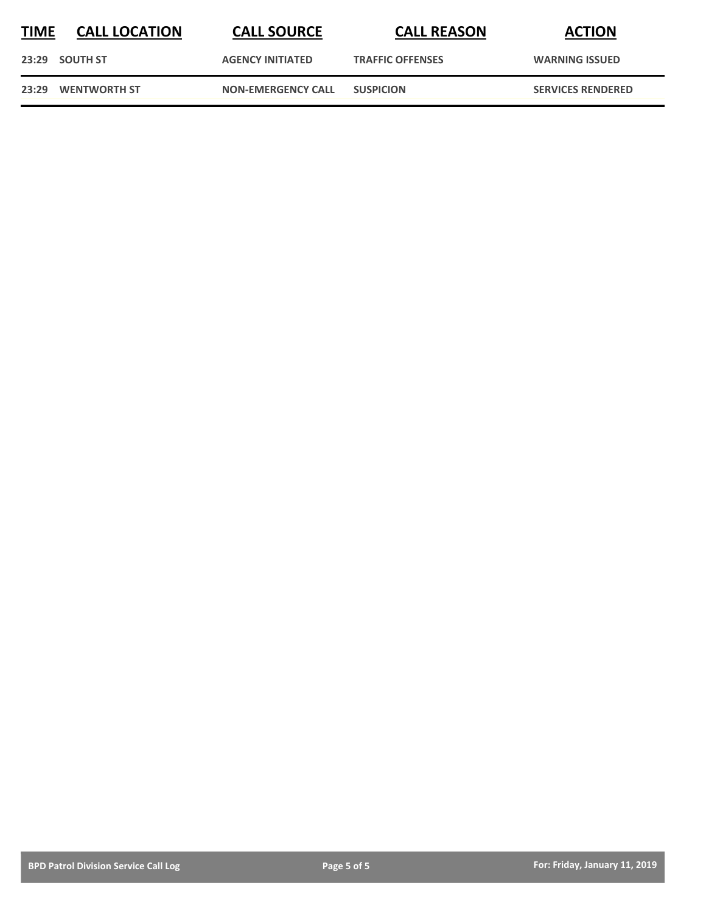| TIME | CALL LOCATION | CALL SOURCE | CALL REASON | ACTION |
|---|---|---|---|---|
| 23:29 | SOUTH ST | AGENCY INITIATED | TRAFFIC OFFENSES | WARNING ISSUED |
| 23:29 | WENTWORTH ST | NON-EMERGENCY CALL | SUSPICION | SERVICES RENDERED |